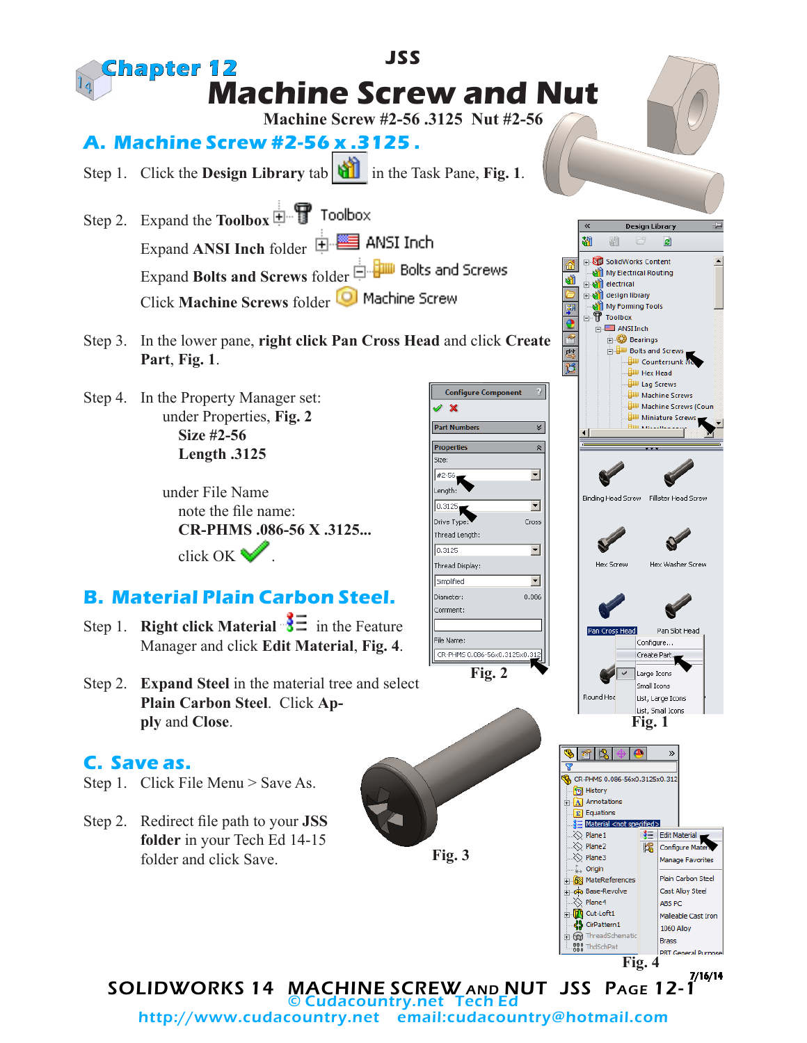JSS

# Chapter 12

# Machine Screw and Nut

**Machine Screw #2-56 .3125 Nut #2-56**

## A. Machine Screw #2-56 x .3125 .

Step 1. Click the **Design Library** tab in the Task Pane, **Fig. 1**.

Step 2. Expand the **Toolbox** Toolbox

Expand **ANSI Inch** folder ANSI Inch

Expand **Bolts and Screws** folder Bolts and Screws

Click **Machine Screws** folder Machine Screw

Step 3. In the lower pane, **right click Pan Cross Head** and click **Create Part**, **Fig. 1**.

Step 4. In the Property Manager set:

under Properties, **Fig. 2**

**Size #2-56**

**Length .3125**

under File Name

note the file name:

**CR-PHMS .086-56 X .3125...**

click OK.

**Fig. 2**

**Fig. 1**

## B. Material Plain Carbon Steel.

Step 1. **Right click Material** in the Feature Manager and click **Edit Material**, **Fig. 4**.

Step 2. **Expand Steel** in the material tree and select **Plain Carbon Steel**. Click **Apply** and **Close**.

## C. Save as.

Step 1. Click File Menu > Save As.

Step 2. Redirect file path to your **JSS folder** in your Tech Ed 14-15 folder and click Save.

**Fig. 3**

**Fig. 4**

7/16/14

© Cudacountry.net Tech Ed

http://www.cudacountry.net email:cudacountry@hotmail.com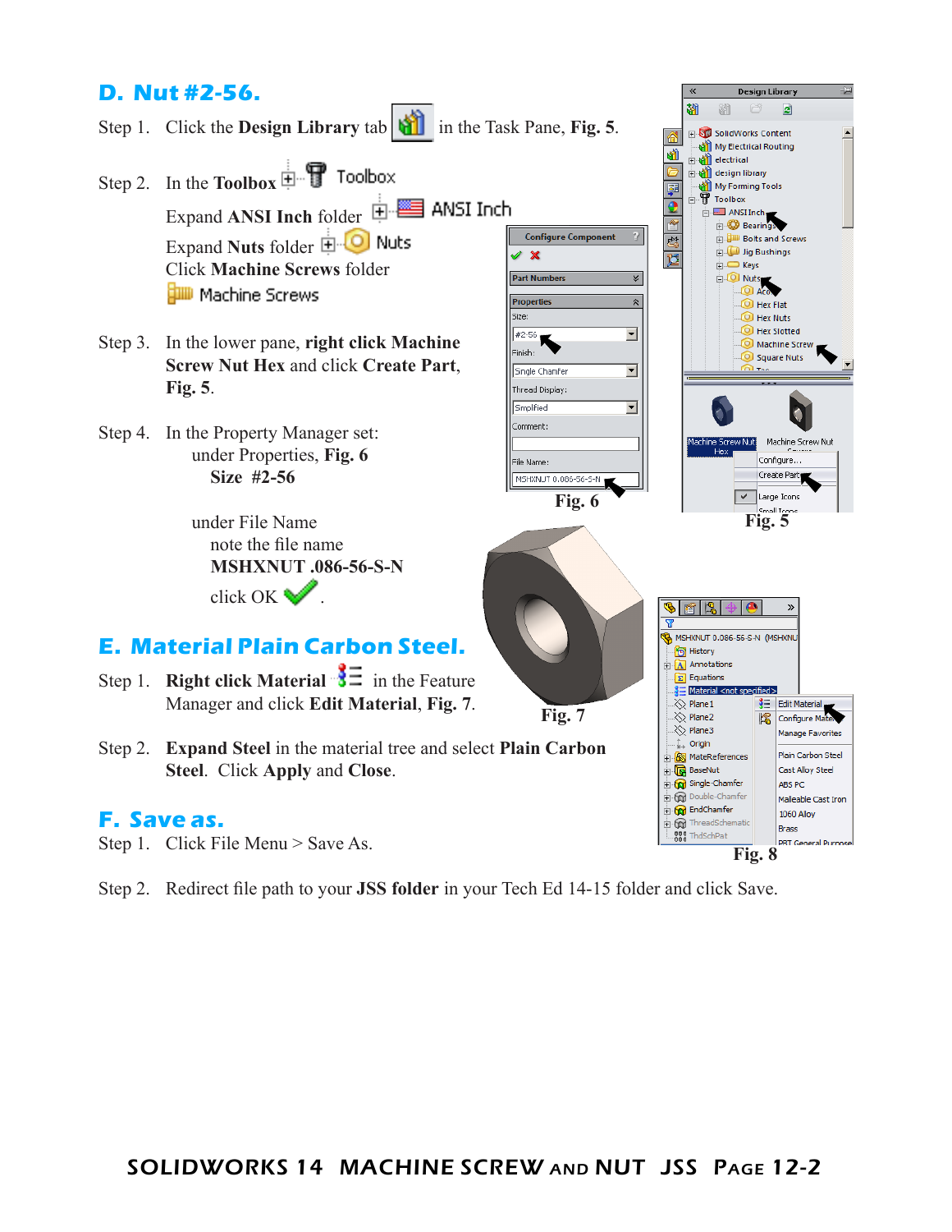## D. Nut #2-56.

Step 1. Click the **Design Library** tab in the Task Pane, **Fig. 5**.

Step 2. In the **Toolbox** Toolbox

Expand **ANSI Inch** folder ANSI Inch

Expand **Nuts** folder Nuts

Click **Machine Screws** folder

Machine Screws

Step 3. In the lower pane, **right click Machine Screw Nut Hex** and click **Create Part**, **Fig. 5**.

Step 4. In the Property Manager set:

under Properties, **Fig. 6**

**Size #2-56**

under File Name

note the file name

**MSHXNUT .086-56-S-N**

click OK .

Fig. 6

Fig. 5

Fig. 7

## E. Material Plain Carbon Steel.

Step 1. **Right click Material** in the Feature Manager and click **Edit Material**, **Fig. 7**.

Step 2. **Expand Steel** in the material tree and select **Plain Carbon Steel**. Click **Apply** and **Close**.

## F. Save as.

Step 1. Click File Menu > Save As.

Fig. 8

Step 2. Redirect file path to your **JSS folder** in your Tech Ed 14-15 folder and click Save.